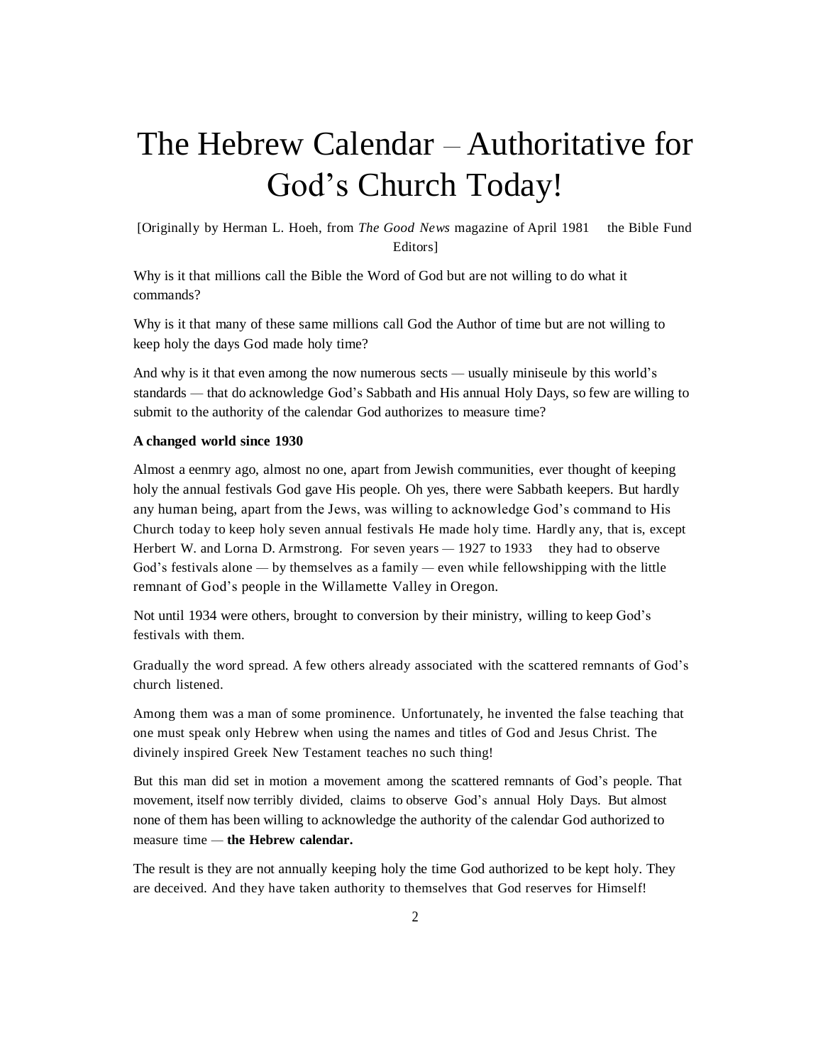# The Hebrew Calendar – Authoritative for God's Church Today!

[Originally by Herman L. Hoeh, from *The Good News* magazine of April 1981 the Bible Fund Editors]

Why is it that millions call the Bible the Word of God but are not willing to do what it commands?

Why is it that many of these same millions call God the Author of time but are not willing to keep holy the days God made holy time?

And why is it that even among the now numerous sects — usually miniseule by this world's standards — that do acknowledge God's Sabbath and His annual Holy Days, so few are willing to submit to the authority of the calendar God authorizes to measure time?

**A changed world since 1930**

Almost a eenmry ago, almost no one, apart from Jewish communities, ever thought of keeping holy the annual festivals God gave His people. Oh yes, there were Sabbath keepers. But hardly any human being, apart from the Jews, was willing to acknowledge God's command to His Church today to keep holy seven annual festivals He made holy time. Hardly any, that is, except Herbert W. and Lorna D. Armstrong. For seven years — 1927 to 1933 they had to observe God's festivals alone — by themselves as a family — even while fellowshipping with the little remnant of God's people in the Willamette Valley in Oregon.

Not until 1934 were others, brought to conversion by their ministry, willing to keep God's festivals with them.

Gradually the word spread. A few others already associated with the scattered remnants of God's church listened.

Among them was a man of some prominence. Unfortunately, he invented the false teaching that one must speak only Hebrew when using the names and titles of God and Jesus Christ. The divinely inspired Greek New Testament teaches no such thing!

But this man did set in motion a movement among the scattered remnants of God's people. That movement, itself now terribly divided, claims to observe God's annual Holy Days. But almost none of them has been willing to acknowledge the authority of the calendar God authorized to measure time — **the Hebrew calendar.**

The result is they are not annually keeping holy the time God authorized to be kept holy. They are deceived. And they have taken authority to themselves that God reserves for Himself!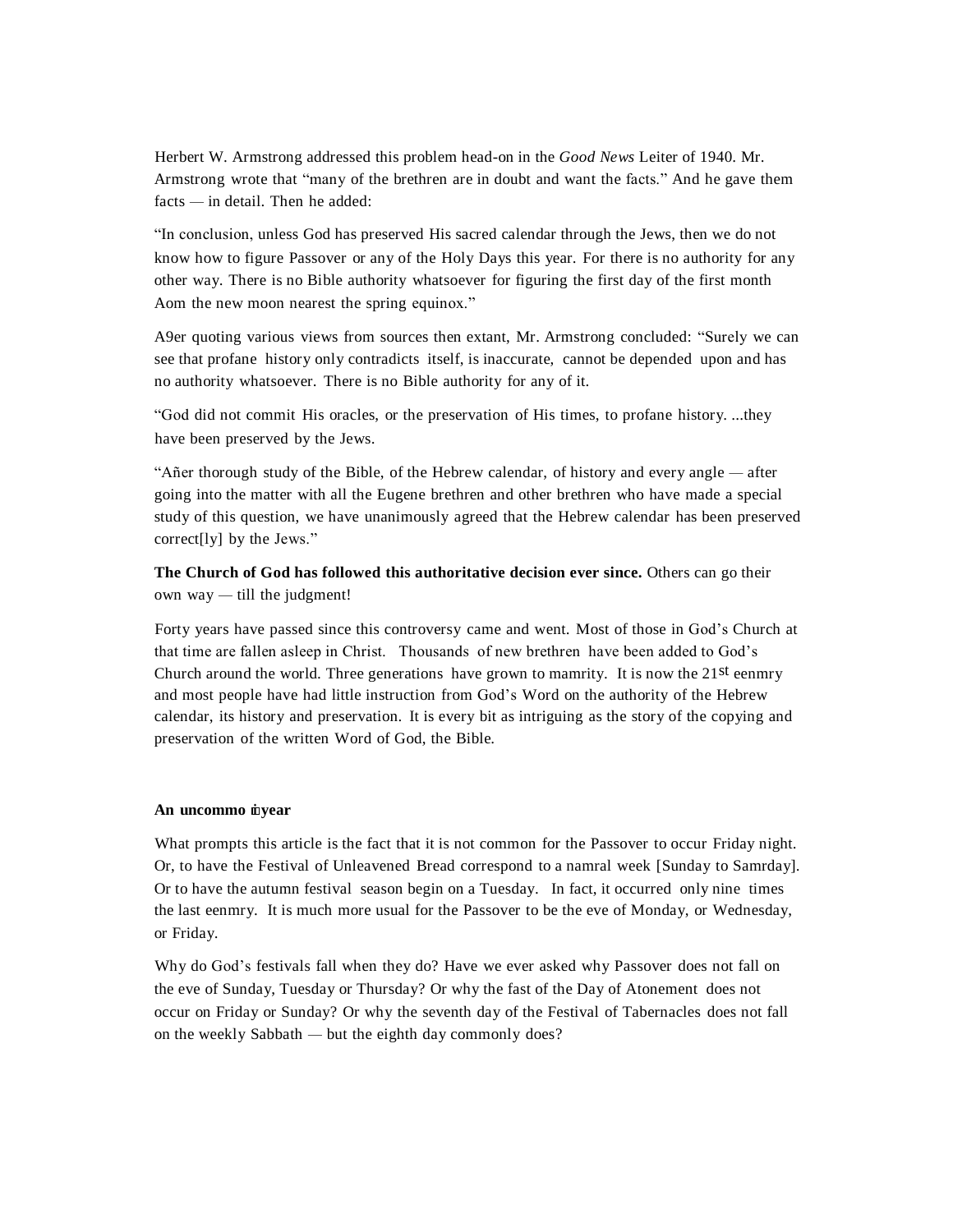Herbert W. Armstrong addressed this problem head-on in the *Good News* Leiter of 1940. Mr. Armstrong wrote that "many of the brethren are in doubt and want the facts." And he gave them facts — in detail. Then he added:

"In conclusion, unless God has preserved His sacred calendar through the Jews, then we do not know how to figure Passover or any of the Holy Days this year. For there is no authority for any other way. There is no Bible authority whatsoever for figuring the first day of the first month Aom the new moon nearest the spring equinox."

A9er quoting various views from sources then extant, Mr. Armstrong concluded: "Surely we can see that profane history only contradicts itself, is inaccurate, cannot be depended upon and has no authority whatsoever. There is no Bible authority for any of it.

"God did not commit His oracles, or the preservation of His times, to profane history. ...they have been preserved by the Jews.

"Añer thorough study of the Bible, of the Hebrew calendar, of history and every angle — after going into the matter with all the Eugene brethren and other brethren who have made a special study of this question, we have unanimously agreed that the Hebrew calendar has been preserved correct[ly] by the Jews."

**The Church of God has followed this authoritative decision ever since.** Others can go their own way — till the judgment!

Forty years have passed since this controversy came and went. Most of those in God's Church at that time are fallen asleep in Christ. Thousands of new brethren have been added to God's Church around the world. Three generations have grown to mamrity. It is now the 21st eenmry and most people have had little instruction from God's Word on the authority of the Hebrew calendar, its history and preservation. It is every bit as intriguing as the story of the copying and preservation of the written Word of God, the Bible.

**An uncommo n year**

What prompts this article is the fact that it is not common for the Passover to occur Friday night. Or, to have the Festival of Unleavened Bread correspond to a namral week [Sunday to Samrday]. Or to have the autumn festival season begin on a Tuesday. In fact, it occurred only nine times the last eenmry. It is much more usual for the Passover to be the eve of Monday, or Wednesday, or Friday.

Why do God's festivals fall when they do? Have we ever asked why Passover does not fall on the eve of Sunday, Tuesday or Thursday? Or why the fast of the Day of Atonement does not occur on Friday or Sunday? Or why the seventh day of the Festival of Tabernacles does not fall on the weekly Sabbath — but the eighth day commonly does?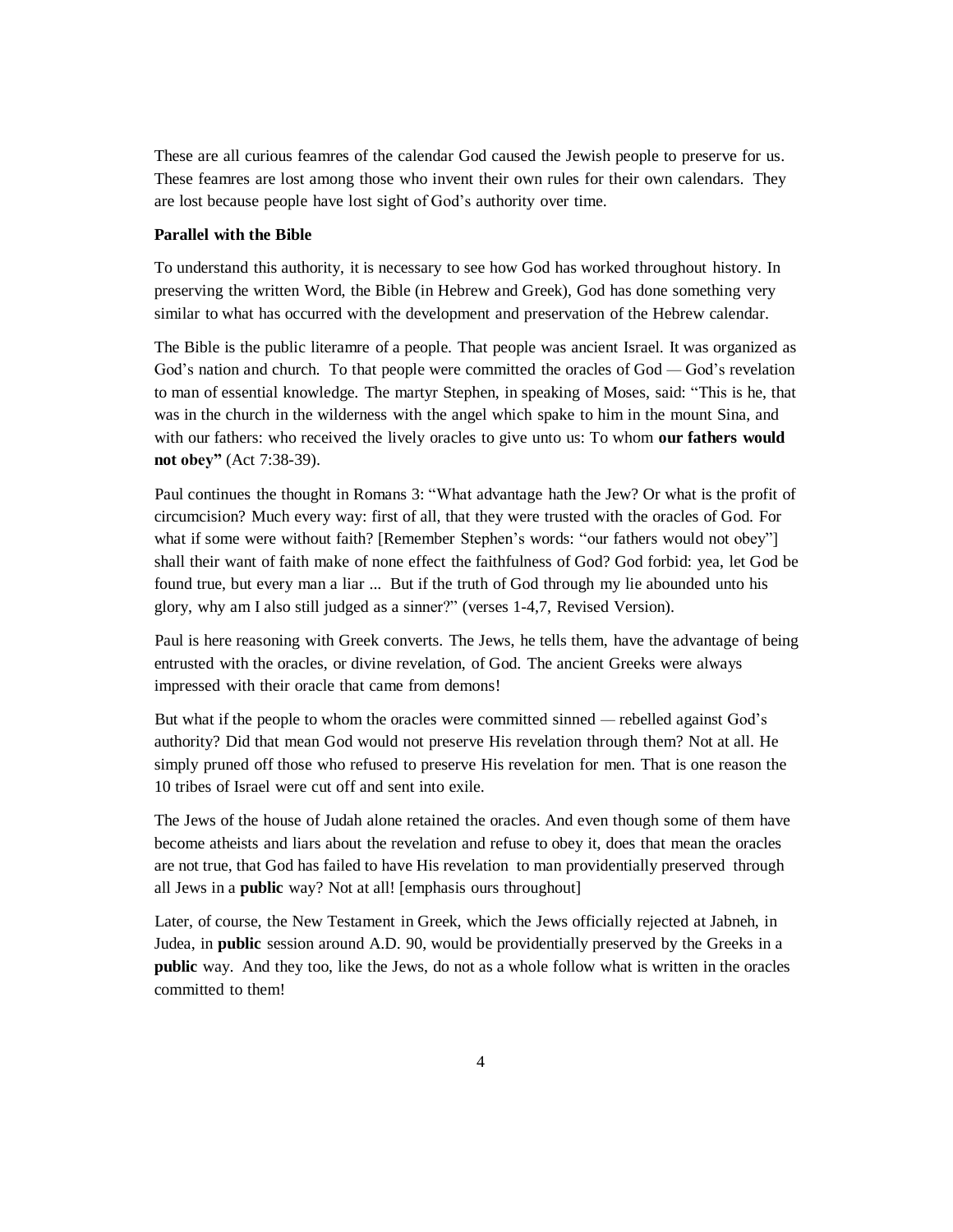These are all curious feamres of the calendar God caused the Jewish people to preserve for us. These feamres are lost among those who invent their own rules for their own calendars. They are lost because people have lost sight of God's authority over time.

**Parallel with the Bible**

To understand this authority, it is necessary to see how God has worked throughout history. In preserving the written Word, the Bible (in Hebrew and Greek), God has done something very similar to what has occurred with the development and preservation of the Hebrew calendar.

The Bible is the public literamre of a people. That people was ancient Israel. It was organized as God's nation and church. To that people were committed the oracles of God — God's revelation to man of essential knowledge. The martyr Stephen, in speaking of Moses, said: "This is he, that was in the church in the wilderness with the angel which spake to him in the mount Sina, and with our fathers: who received the lively oracles to give unto us: To whom **our fathers would not obey"** (Act 7:38-39).

Paul continues the thought in Romans 3: "What advantage hath the Jew? Or what is the profit of circumcision? Much every way: first of all, that they were trusted with the oracles of God. For what if some were without faith? [Remember Stephen's words: "our fathers would not obey"] shall their want of faith make of none effect the faithfulness of God? God forbid: yea, let God be found true, but every man a liar ... But if the truth of God through my lie abounded unto his glory, why am I also still judged as a sinner?" (verses 1-4,7, Revised Version).

Paul is here reasoning with Greek converts. The Jews, he tells them, have the advantage of being entrusted with the oracles, or divine revelation, of God. The ancient Greeks were always impressed with their oracle that came from demons!

But what if the people to whom the oracles were committed sinned — rebelled against God's authority? Did that mean God would not preserve His revelation through them? Not at all. He simply pruned off those who refused to preserve His revelation for men. That is one reason the 10 tribes of Israel were cut off and sent into exile.

The Jews of the house of Judah alone retained the oracles. And even though some of them have become atheists and liars about the revelation and refuse to obey it, does that mean the oracles are not true, that God has failed to have His revelation to man providentially preserved through all Jews in a **public** way? Not at all! [emphasis ours throughout]

Later, of course, the New Testament in Greek, which the Jews officially rejected at Jabneh, in Judea, in **public** session around A.D. 90, would be providentially preserved by the Greeks in a **public** way. And they too, like the Jews, do not as a whole follow what is written in the oracles committed to them!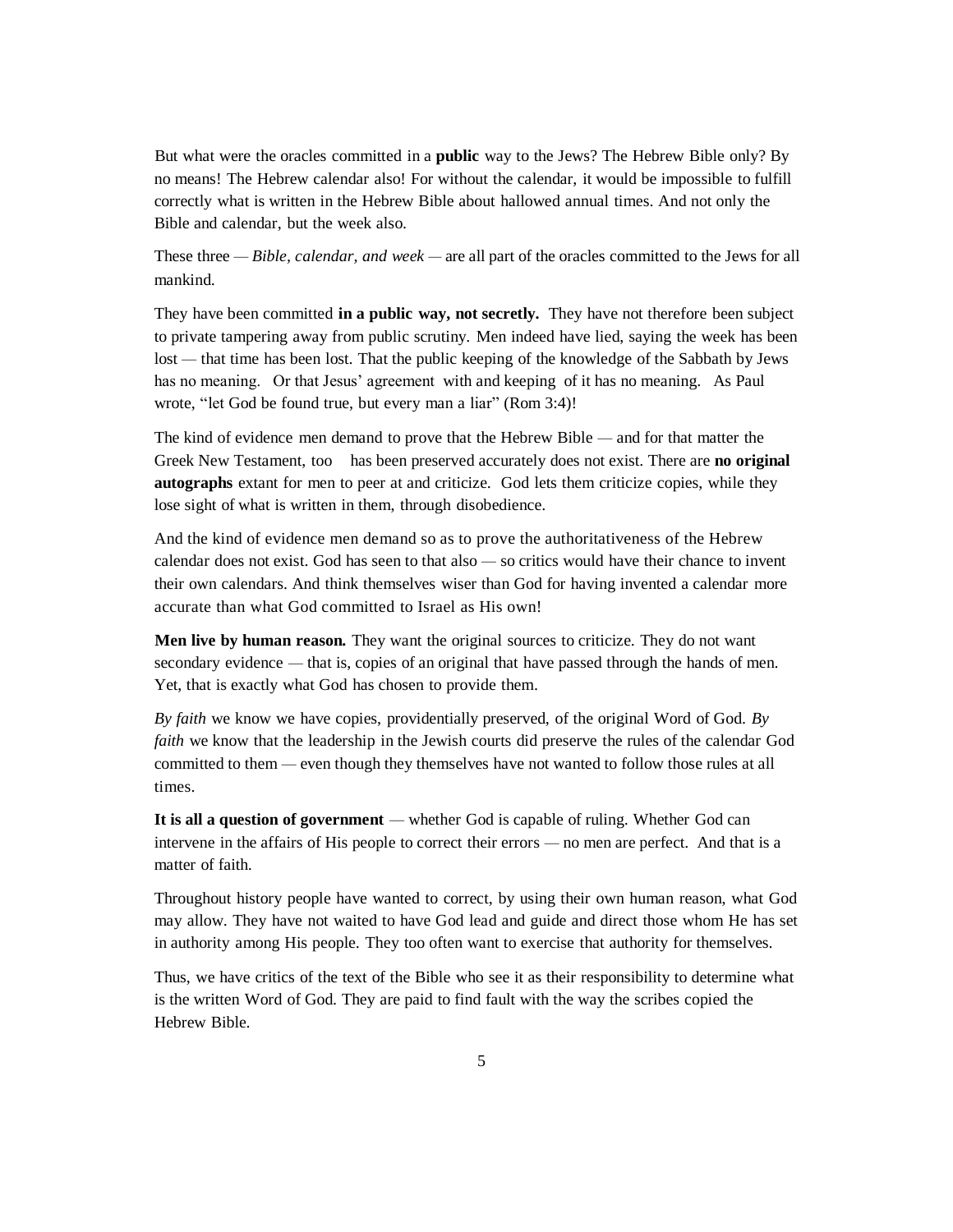But what were the oracles committed in a **public** way to the Jews? The Hebrew Bible only? By no means! The Hebrew calendar also! For without the calendar, it would be impossible to fulfill correctly what is written in the Hebrew Bible about hallowed annual times. And not only the Bible and calendar, but the week also.

These three — *Bible, calendar, and week* — are all part of the oracles committed to the Jews for all mankind.

They have been committed **in a public way, not secretly.** They have not therefore been subject to private tampering away from public scrutiny. Men indeed have lied, saying the week has been lost — that time has been lost. That the public keeping of the knowledge of the Sabbath by Jews has no meaning. Or that Jesus' agreement with and keeping of it has no meaning. As Paul wrote, "let God be found true, but every man a liar" (Rom 3:4)!

The kind of evidence men demand to prove that the Hebrew Bible — and for that matter the Greek New Testament, too has been preserved accurately does not exist. There are **no original autographs** extant for men to peer at and criticize. God lets them criticize copies, while they lose sight of what is written in them, through disobedience.

And the kind of evidence men demand so as to prove the authoritativeness of the Hebrew calendar does not exist. God has seen to that also — so critics would have their chance to invent their own calendars. And think themselves wiser than God for having invented a calendar more accurate than what God committed to Israel as His own!

**Men live by human reason.** They want the original sources to criticize. They do not want secondary evidence — that is, copies of an original that have passed through the hands of men. Yet, that is exactly what God has chosen to provide them.

*By faith* we know we have copies, providentially preserved, of the original Word of God. *By faith* we know that the leadership in the Jewish courts did preserve the rules of the calendar God committed to them — even though they themselves have not wanted to follow those rules at all times.

**It is all a question of government** — whether God is capable of ruling. Whether God can intervene in the affairs of His people to correct their errors — no men are perfect. And that is a matter of faith.

Throughout history people have wanted to correct, by using their own human reason, what God may allow. They have not waited to have God lead and guide and direct those whom He has set in authority among His people. They too often want to exercise that authority for themselves.

Thus, we have critics of the text of the Bible who see it as their responsibility to determine what is the written Word of God. They are paid to find fault with the way the scribes copied the Hebrew Bible.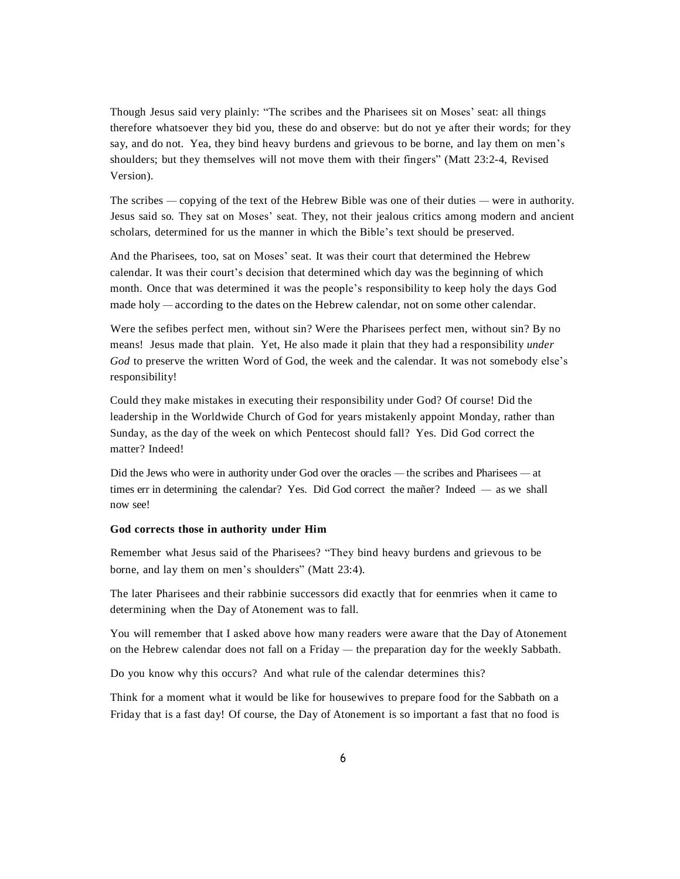Though Jesus said very plainly: "The scribes and the Pharisees sit on Moses' seat: all things therefore whatsoever they bid you, these do and observe: but do not ye after their words; for they say, and do not. Yea, they bind heavy burdens and grievous to be borne, and lay them on men's shoulders; but they themselves will not move them with their fingers" (Matt 23:2-4, Revised Version).

The scribes — copying of the text of the Hebrew Bible was one of their duties — were in authority. Jesus said so. They sat on Moses' seat. They, not their jealous critics among modern and ancient scholars, determined for us the manner in which the Bible's text should be preserved.

And the Pharisees, too, sat on Moses' seat. It was their court that determined the Hebrew calendar. It was their court's decision that determined which day was the beginning of which month. Once that was determined it was the people's responsibility to keep holy the days God made holy — according to the dates on the Hebrew calendar, not on some other calendar.

Were the sefibes perfect men, without sin? Were the Pharisees perfect men, without sin? By no means! Jesus made that plain. Yet, He also made it plain that they had a responsibility *under God* to preserve the written Word of God, the week and the calendar. It was not somebody else's responsibility!

Could they make mistakes in executing their responsibility under God? Of course! Did the leadership in the Worldwide Church of God for years mistakenly appoint Monday, rather than Sunday, as the day of the week on which Pentecost should fall? Yes. Did God correct the matter? Indeed!

Did the Jews who were in authority under God over the oracles — the scribes and Pharisees — at times err in determining the calendar? Yes. Did God correct the mañer? Indeed — as we shall now see!

**God corrects those in authority under Him**

Remember what Jesus said of the Pharisees? "They bind heavy burdens and grievous to be borne, and lay them on men's shoulders" (Matt 23:4).

The later Pharisees and their rabbinie successors did exactly that for eenmries when it came to determining when the Day of Atonement was to fall.

You will remember that I asked above how many readers were aware that the Day of Atonement on the Hebrew calendar does not fall on a Friday — the preparation day for the weekly Sabbath.

Do you know why this occurs? And what rule of the calendar determines this?

Think for a moment what it would be like for housewives to prepare food for the Sabbath on a Friday that is a fast day! Of course, the Day of Atonement is so important a fast that no food is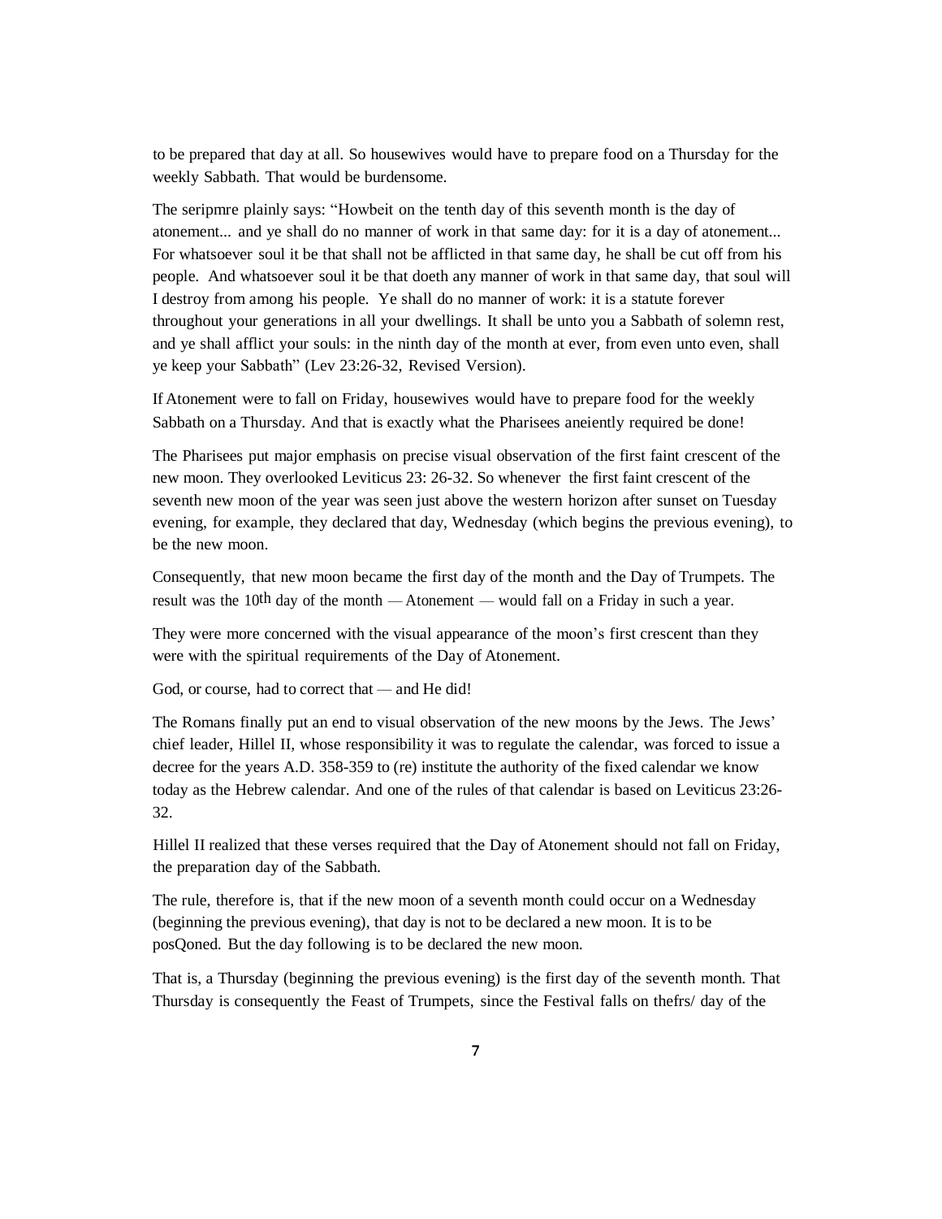to be prepared that day at all. So housewives would have to prepare food on a Thursday for the weekly Sabbath. That would be burdensome.

The seripmre plainly says: "Howbeit on the tenth day of this seventh month is the day of atonement... and ye shall do no manner of work in that same day: for it is a day of atonement... For whatsoever soul it be that shall not be afflicted in that same day, he shall be cut off from his people. And whatsoever soul it be that doeth any manner of work in that same day, that soul will I destroy from among his people. Ye shall do no manner of work: it is a statute forever throughout your generations in all your dwellings. It shall be unto you a Sabbath of solemn rest, and ye shall afflict your souls: in the ninth day of the month at ever, from even unto even, shall ye keep your Sabbath" (Lev 23:26-32, Revised Version).

If Atonement were to fall on Friday, housewives would have to prepare food for the weekly Sabbath on a Thursday. And that is exactly what the Pharisees aneiently required be done!

The Pharisees put major emphasis on precise visual observation of the first faint crescent of the new moon. They overlooked Leviticus 23: 26-32. So whenever the first faint crescent of the seventh new moon of the year was seen just above the western horizon after sunset on Tuesday evening, for example, they declared that day, Wednesday (which begins the previous evening), to be the new moon.

Consequently, that new moon became the first day of the month and the Day of Trumpets. The result was the 10th day of the month — Atonement — would fall on a Friday in such a year.

They were more concerned with the visual appearance of the moon's first crescent than they were with the spiritual requirements of the Day of Atonement.

God, or course, had to correct that — and He did!

The Romans finally put an end to visual observation of the new moons by the Jews. The Jews' chief leader, Hillel II, whose responsibility it was to regulate the calendar, was forced to issue a decree for the years A.D. 358-359 to (re) institute the authority of the fixed calendar we know today as the Hebrew calendar. And one of the rules of that calendar is based on Leviticus 23:26-32.

Hillel II realized that these verses required that the Day of Atonement should not fall on Friday, the preparation day of the Sabbath.

The rule, therefore is, that if the new moon of a seventh month could occur on a Wednesday (beginning the previous evening), that day is not to be declared a new moon. It is to be posQoned. But the day following is to be declared the new moon.

That is, a Thursday (beginning the previous evening) is the first day of the seventh month. That Thursday is consequently the Feast of Trumpets, since the Festival falls on thefrs/ day of the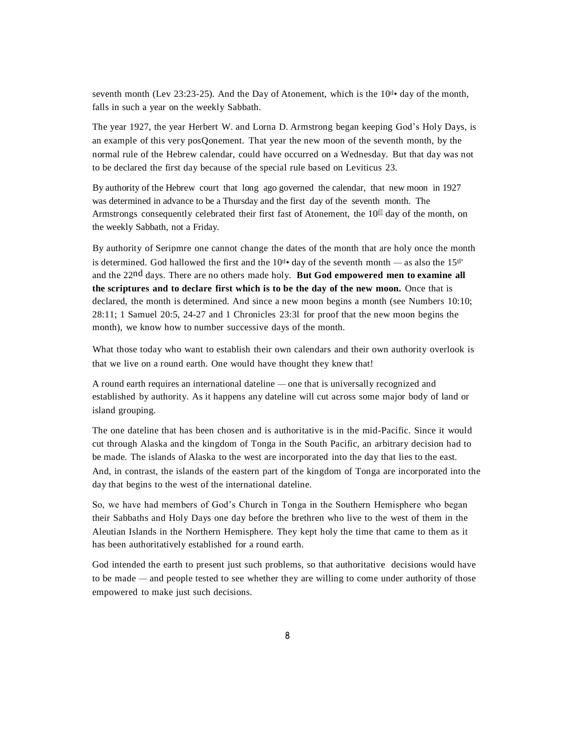seventh month (Lev 23:23-25). And the Day of Atonement, which is the 10th day of the month, falls in such a year on the weekly Sabbath.

The year 1927, the year Herbert W. and Lorna D. Armstrong began keeping God's Holy Days, is an example of this very posQonement. That year the new moon of the seventh month, by the normal rule of the Hebrew calendar, could have occurred on a Wednesday. But that day was not to be declared the first day because of the special rule based on Leviticus 23.

By authority of the Hebrew court that long ago governed the calendar, that new moon in 1927 was determined in advance to be a Thursday and the first day of the seventh month. The Armstrongs consequently celebrated their first fast of Atonement, the 10th day of the month, on the weekly Sabbath, not a Friday.

By authority of Seripmre one cannot change the dates of the month that are holy once the month is determined. God hallowed the first and the 10th day of the seventh month — as also the 15th and the 22nd days. There are no others made holy. **But God empowered men to examine all the scriptures and to declare first which is to be the day of the new moon.** Once that is declared, the month is determined. And since a new moon begins a month (see Numbers 10:10; 28:11; 1 Samuel 20:5, 24-27 and 1 Chronicles 23:3l for proof that the new moon begins the month), we know how to number successive days of the month.

What those today who want to establish their own calendars and their own authority overlook is that we live on a round earth. One would have thought they knew that!

A round earth requires an international dateline — one that is universally recognized and established by authority. As it happens any dateline will cut across some major body of land or island grouping.

The one dateline that has been chosen and is authoritative is in the mid-Pacific. Since it would cut through Alaska and the kingdom of Tonga in the South Pacific, an arbitrary decision had to be made. The islands of Alaska to the west are incorporated into the day that lies to the east. And, in contrast, the islands of the eastern part of the kingdom of Tonga are incorporated into the day that begins to the west of the international dateline.

So, we have had members of God's Church in Tonga in the Southern Hemisphere who began their Sabbaths and Holy Days one day before the brethren who live to the west of them in the Aleutian Islands in the Northern Hemisphere. They kept holy the time that came to them as it has been authoritatively established for a round earth.

God intended the earth to present just such problems, so that authoritative decisions would have to be made — and people tested to see whether they are willing to come under authority of those empowered to make just such decisions.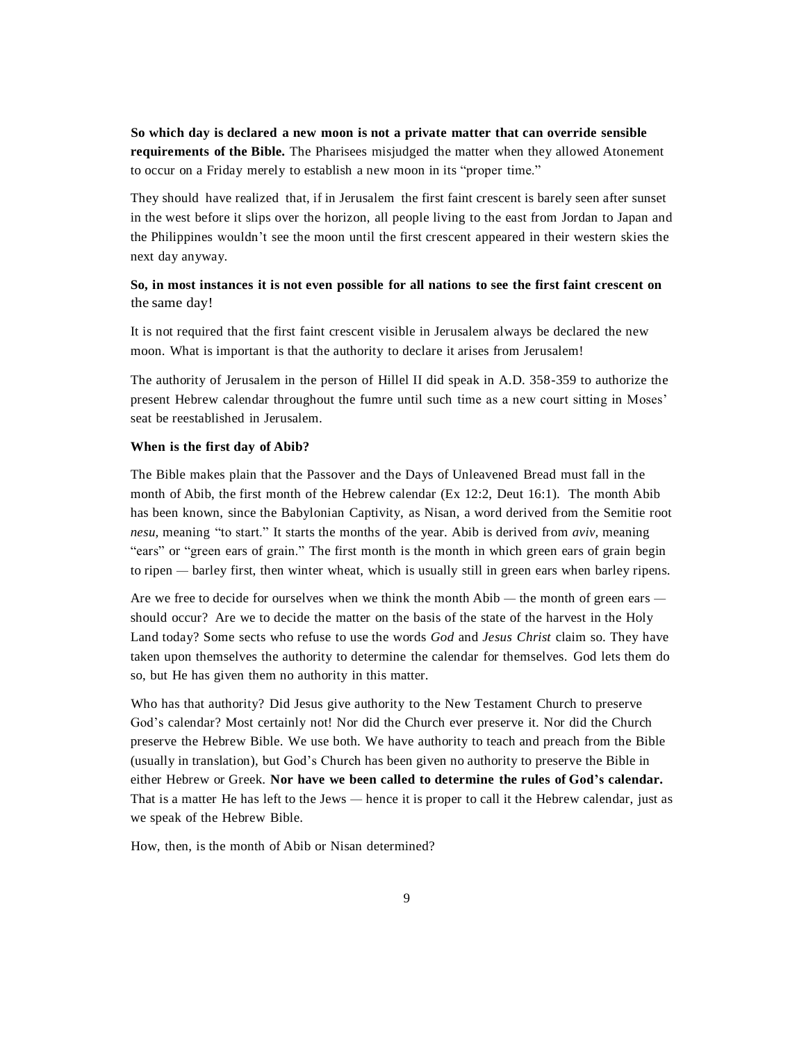**So which day is declared a new moon is not a private matter that can override sensible requirements of the Bible.** The Pharisees misjudged the matter when they allowed Atonement to occur on a Friday merely to establish a new moon in its "proper time."

They should have realized that, if in Jerusalem the first faint crescent is barely seen after sunset in the west before it slips over the horizon, all people living to the east from Jordan to Japan and the Philippines wouldn't see the moon until the first crescent appeared in their western skies the next day anyway.

**So, in most instances it is not even possible for all nations to see the first faint crescent on** the same day!

It is not required that the first faint crescent visible in Jerusalem always be declared the new moon. What is important is that the authority to declare it arises from Jerusalem!

The authority of Jerusalem in the person of Hillel II did speak in A.D. 358-359 to authorize the present Hebrew calendar throughout the fumre until such time as a new court sitting in Moses' seat be reestablished in Jerusalem.

**When is the first day of Abib?**

The Bible makes plain that the Passover and the Days of Unleavened Bread must fall in the month of Abib, the first month of the Hebrew calendar (Ex 12:2, Deut 16:1). The month Abib has been known, since the Babylonian Captivity, as Nisan, a word derived from the Semitie root *nesu,* meaning "to start." It starts the months of the year. Abib is derived from *aviv,* meaning "ears" or "green ears of grain." The first month is the month in which green ears of grain begin to ripen — barley first, then winter wheat, which is usually still in green ears when barley ripens.

Are we free to decide for ourselves when we think the month Abib — the month of green ears — should occur? Are we to decide the matter on the basis of the state of the harvest in the Holy Land today? Some sects who refuse to use the words *God* and *Jesus Christ* claim so. They have taken upon themselves the authority to determine the calendar for themselves. God lets them do so, but He has given them no authority in this matter.

Who has that authority? Did Jesus give authority to the New Testament Church to preserve God's calendar? Most certainly not! Nor did the Church ever preserve it. Nor did the Church preserve the Hebrew Bible. We use both. We have authority to teach and preach from the Bible (usually in translation), but God's Church has been given no authority to preserve the Bible in either Hebrew or Greek. **Nor have we been called to determine the rules of God's calendar.** That is a matter He has left to the Jews — hence it is proper to call it the Hebrew calendar, just as we speak of the Hebrew Bible.

How, then, is the month of Abib or Nisan determined?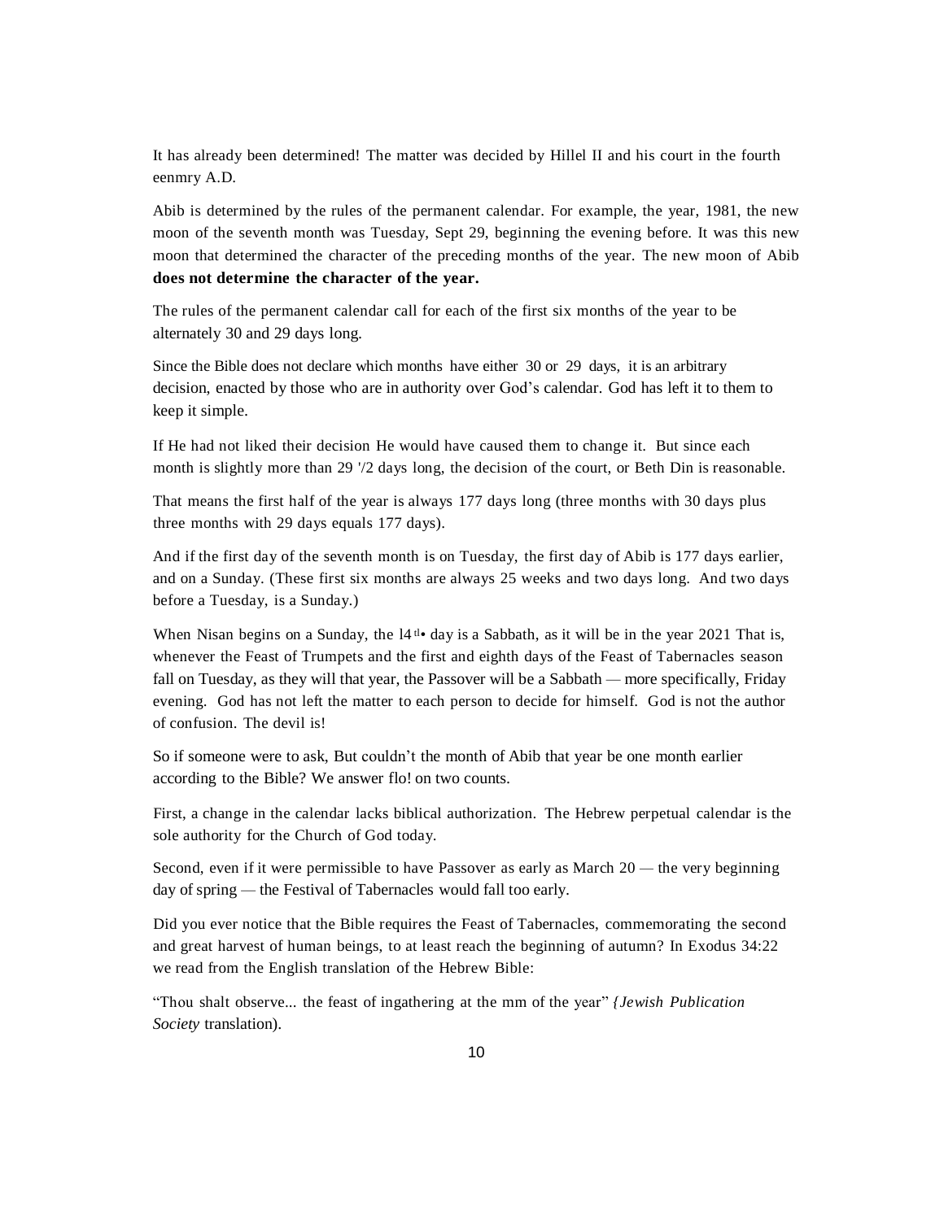It has already been determined! The matter was decided by Hillel II and his court in the fourth eenmry A.D.

Abib is determined by the rules of the permanent calendar. For example, the year, 1981, the new moon of the seventh month was Tuesday, Sept 29, beginning the evening before. It was this new moon that determined the character of the preceding months of the year. The new moon of Abib **does not determine the character of the year.**

The rules of the permanent calendar call for each of the first six months of the year to be alternately 30 and 29 days long.

Since the Bible does not declare which months have either 30 or 29 days, it is an arbitrary decision, enacted by those who are in authority over God's calendar. God has left it to them to keep it simple.

If He had not liked their decision He would have caused them to change it. But since each month is slightly more than 29 '/2 days long, the decision of the court, or Beth Din is reasonable.

That means the first half of the year is always 177 days long (three months with 30 days plus three months with 29 days equals 177 days).

And if the first day of the seventh month is on Tuesday, the first day of Abib is 177 days earlier, and on a Sunday. (These first six months are always 25 weeks and two days long. And two days before a Tuesday, is a Sunday.)

When Nisan begins on a Sunday, the l4tl• day is a Sabbath, as it will be in the year 2021 That is, whenever the Feast of Trumpets and the first and eighth days of the Feast of Tabernacles season fall on Tuesday, as they will that year, the Passover will be a Sabbath — more specifically, Friday evening. God has not left the matter to each person to decide for himself. God is not the author of confusion. The devil is!

So if someone were to ask, But couldn't the month of Abib that year be one month earlier according to the Bible? We answer flo! on two counts.

First, a change in the calendar lacks biblical authorization. The Hebrew perpetual calendar is the sole authority for the Church of God today.

Second, even if it were permissible to have Passover as early as March 20 — the very beginning day of spring — the Festival of Tabernacles would fall too early.

Did you ever notice that the Bible requires the Feast of Tabernacles, commemorating the second and great harvest of human beings, to at least reach the beginning of autumn? In Exodus 34:22 we read from the English translation of the Hebrew Bible:

"Thou shalt observe... the feast of ingathering at the mm of the year" {*Jewish Publication Society* translation).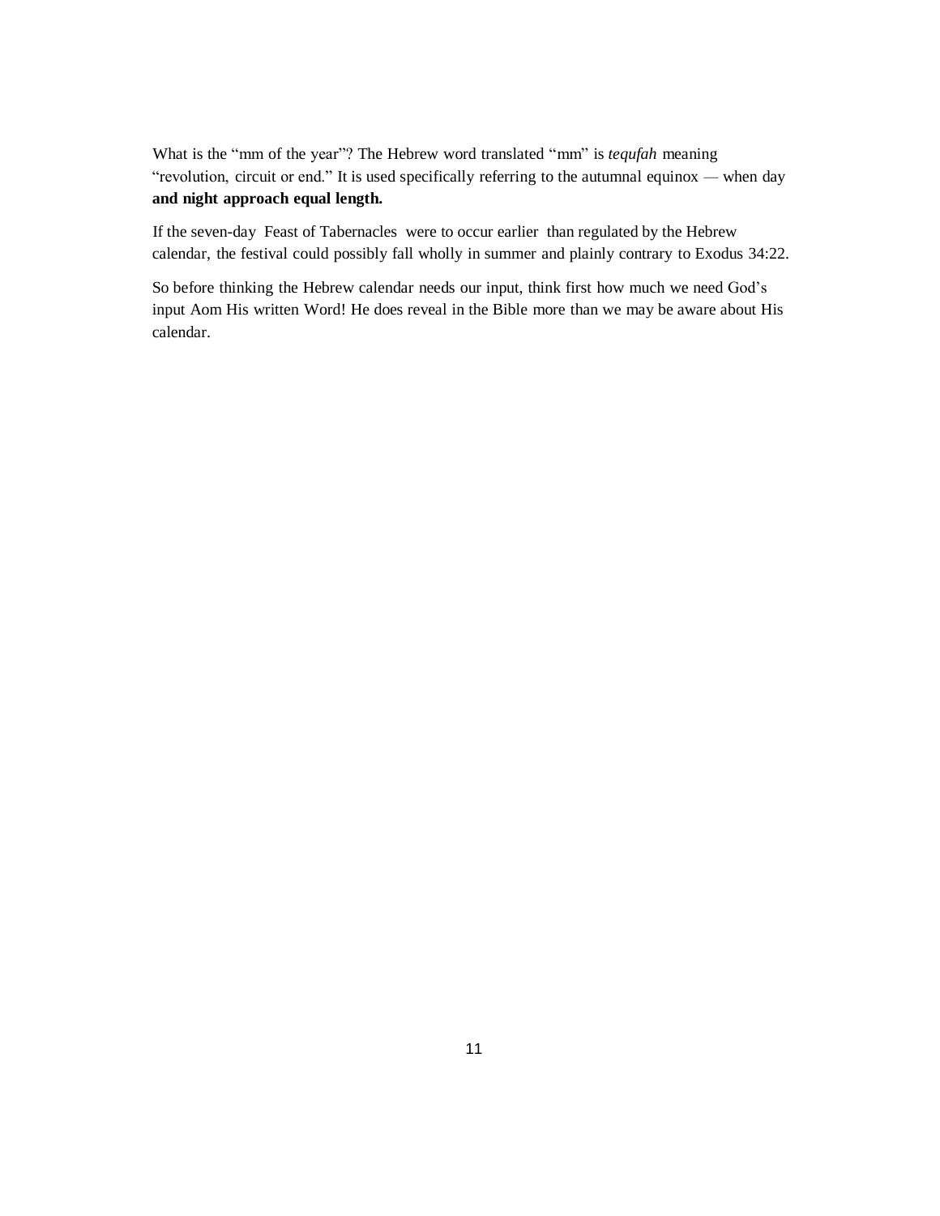What is the "mm of the year"? The Hebrew word translated "mm" is *tequfah* meaning "revolution, circuit or end." It is used specifically referring to the autumnal equinox — when day **and night approach equal length.**

If the seven-day Feast of Tabernacles were to occur earlier than regulated by the Hebrew calendar, the festival could possibly fall wholly in summer and plainly contrary to Exodus 34:22.

So before thinking the Hebrew calendar needs our input, think first how much we need God's input Aom His written Word! He does reveal in the Bible more than we may be aware about His calendar.